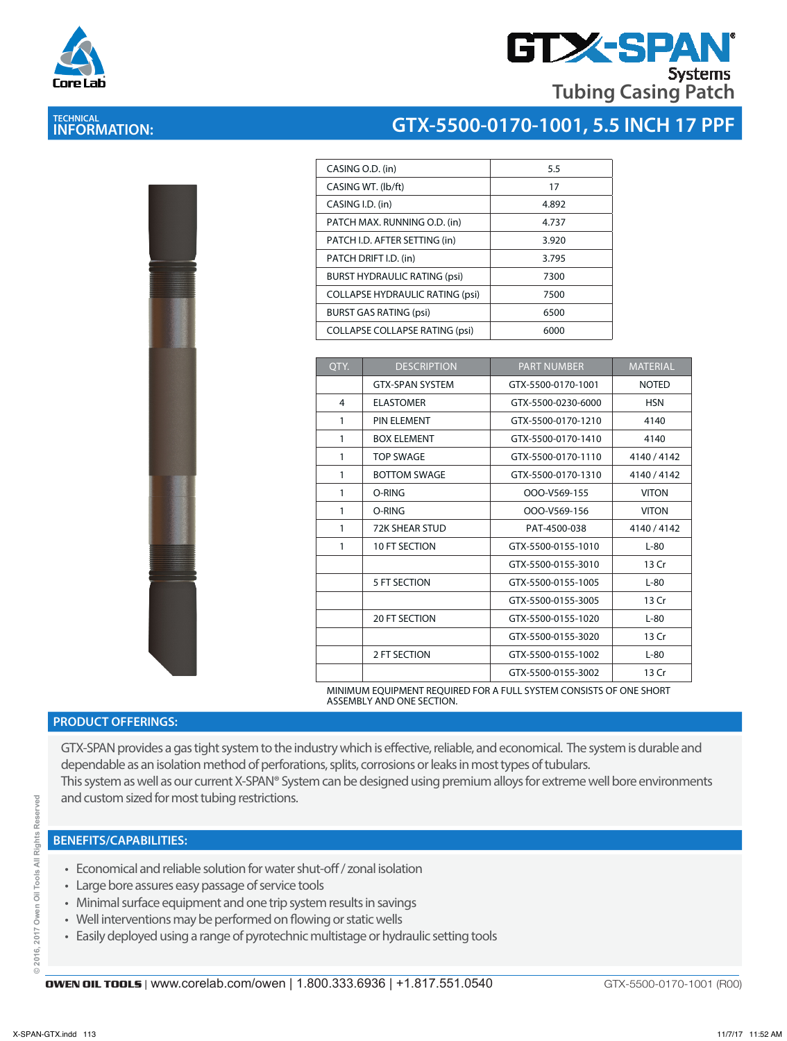# GTX-SPAN® Systems Tubing Casing Patch

## TECHNICAL INFORMATION: GTX-5500-0170-1001, 5.5 INCH 17 PPF

| | |
|---|---|
| CASING O.D. (in) | 5.5 |
| CASING WT. (lb/ft) | 17 |
| CASING I.D. (in) | 4.892 |
| PATCH MAX. RUNNING O.D. (in) | 4.737 |
| PATCH I.D. AFTER SETTING (in) | 3.920 |
| PATCH DRIFT I.D. (in) | 3.795 |
| BURST HYDRAULIC RATING (psi) | 7300 |
| COLLAPSE HYDRAULIC RATING (psi) | 7500 |
| BURST GAS RATING (psi) | 6500 |
| COLLAPSE COLLAPSE RATING (psi) | 6000 |

| QTY. | DESCRIPTION | PART NUMBER | MATERIAL |
|---|---|---|---|
| | GTX-SPAN SYSTEM | GTX-5500-0170-1001 | NOTED |
| 4 | ELASTOMER | GTX-5500-0230-6000 | HSN |
| 1 | PIN ELEMENT | GTX-5500-0170-1210 | 4140 |
| 1 | BOX ELEMENT | GTX-5500-0170-1410 | 4140 |
| 1 | TOP SWAGE | GTX-5500-0170-1110 | 4140 / 4142 |
| 1 | BOTTOM SWAGE | GTX-5500-0170-1310 | 4140 / 4142 |
| 1 | O-RING | OOO-V569-155 | VITON |
| 1 | O-RING | OOO-V569-156 | VITON |
| 1 | 72K SHEAR STUD | PAT-4500-038 | 4140 / 4142 |
| 1 | 10 FT SECTION | GTX-5500-0155-1010 | L-80 |
| | | GTX-5500-0155-3010 | 13 Cr |
| | 5 FT SECTION | GTX-5500-0155-1005 | L-80 |
| | | GTX-5500-0155-3005 | 13 Cr |
| | 20 FT SECTION | GTX-5500-0155-1020 | L-80 |
| | | GTX-5500-0155-3020 | 13 Cr |
| | 2 FT SECTION | GTX-5500-0155-1002 | L-80 |
| | | GTX-5500-0155-3002 | 13 Cr |

MINIMUM EQUIPMENT REQUIRED FOR A FULL SYSTEM CONSISTS OF ONE SHORT ASSEMBLY AND ONE SECTION.

## PRODUCT OFFERINGS:

GTX-SPAN provides a gas tight system to the industry which is effective, reliable, and economical. The system is durable and dependable as an isolation method of perforations, splits, corrosions or leaks in most types of tubulars.
This system as well as our current X-SPAN® System can be designed using premium alloys for extreme well bore environments and custom sized for most tubing restrictions.

## BENEFITS/CAPABILITIES:

- Economical and reliable solution for water shut-off / zonal isolation
- Large bore assures easy passage of service tools
- Minimal surface equipment and one trip system results in savings
- Well interventions may be performed on flowing or static wells
- Easily deployed using a range of pyrotechnic multistage or hydraulic setting tools

© 2016, 2017 Owen Oil Tools All Rights Reserved

OWEN OIL TOOLS | www.corelab.com/owen | 1.800.333.6936 | +1.817.551.0540 GTX-5500-0170-1001 (R00)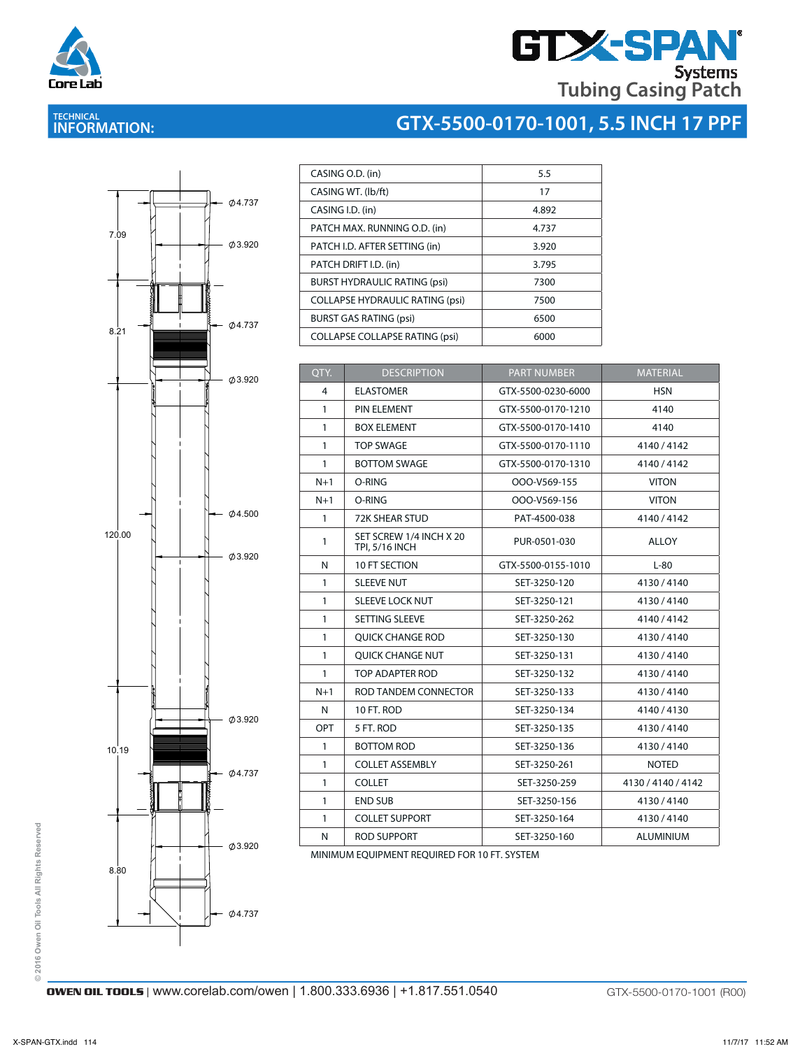# GTX-SPAN® Systems

## Tubing Casing Patch

### TECHNICAL INFORMATION:

## GTX-5500-0170-1001, 5.5 INCH 17 PPF

| | |
|---|---|
| CASING O.D. (in) | 5.5 |
| CASING WT. (lb/ft) | 17 |
| CASING I.D. (in) | 4.892 |
| PATCH MAX. RUNNING O.D. (in) | 4.737 |
| PATCH I.D. AFTER SETTING (in) | 3.920 |
| PATCH DRIFT I.D. (in) | 3.795 |
| BURST HYDRAULIC RATING (psi) | 7300 |
| COLLAPSE HYDRAULIC RATING (psi) | 7500 |
| BURST GAS RATING (psi) | 6500 |
| COLLAPSE COLLAPSE RATING (psi) | 6000 |

| QTY. | DESCRIPTION | PART NUMBER | MATERIAL |
|---|---|---|---|
| 4 | ELASTOMER | GTX-5500-0230-6000 | HSN |
| 1 | PIN ELEMENT | GTX-5500-0170-1210 | 4140 |
| 1 | BOX ELEMENT | GTX-5500-0170-1410 | 4140 |
| 1 | TOP SWAGE | GTX-5500-0170-1110 | 4140 / 4142 |
| 1 | BOTTOM SWAGE | GTX-5500-0170-1310 | 4140 / 4142 |
| N+1 | O-RING | OOO-V569-155 | VITON |
| N+1 | O-RING | OOO-V569-156 | VITON |
| 1 | 72K SHEAR STUD | PAT-4500-038 | 4140 / 4142 |
| 1 | SET SCREW 1/4 INCH X 20 TPI, 5/16 INCH | PUR-0501-030 | ALLOY |
| N | 10 FT SECTION | GTX-5500-0155-1010 | L-80 |
| 1 | SLEEVE NUT | SET-3250-120 | 4130 / 4140 |
| 1 | SLEEVE LOCK NUT | SET-3250-121 | 4130 / 4140 |
| 1 | SETTING SLEEVE | SET-3250-262 | 4140 / 4142 |
| 1 | QUICK CHANGE ROD | SET-3250-130 | 4130 / 4140 |
| 1 | QUICK CHANGE NUT | SET-3250-131 | 4130 / 4140 |
| 1 | TOP ADAPTER ROD | SET-3250-132 | 4130 / 4140 |
| N+1 | ROD TANDEM CONNECTOR | SET-3250-133 | 4130 / 4140 |
| N | 10 FT. ROD | SET-3250-134 | 4140 / 4130 |
| OPT | 5 FT. ROD | SET-3250-135 | 4130 / 4140 |
| 1 | BOTTOM ROD | SET-3250-136 | 4130 / 4140 |
| 1 | COLLET ASSEMBLY | SET-3250-261 | NOTED |
| 1 | COLLET | SET-3250-259 | 4130 / 4140 / 4142 |
| 1 | END SUB | SET-3250-156 | 4130 / 4140 |
| 1 | COLLET SUPPORT | SET-3250-164 | 4130 / 4140 |
| N | ROD SUPPORT | SET-3250-160 | ALUMINIUM |

MINIMUM EQUIPMENT REQUIRED FOR 10 FT. SYSTEM

Drawing dimensions: 7.09, 8.21, 120.00, 10.19, 8.80; Ø4.737, Ø3.920, Ø4.737, Ø3.920, Ø4.500, Ø3.920, Ø3.920, Ø4.737, Ø3.920, Ø4.737

© 2016 Owen Oil Tools All Rights Reserved

**OWEN OIL TOOLS** | www.corelab.com/owen | 1.800.333.6936 | +1.817.551.0540

GTX-5500-0170-1001 (R00)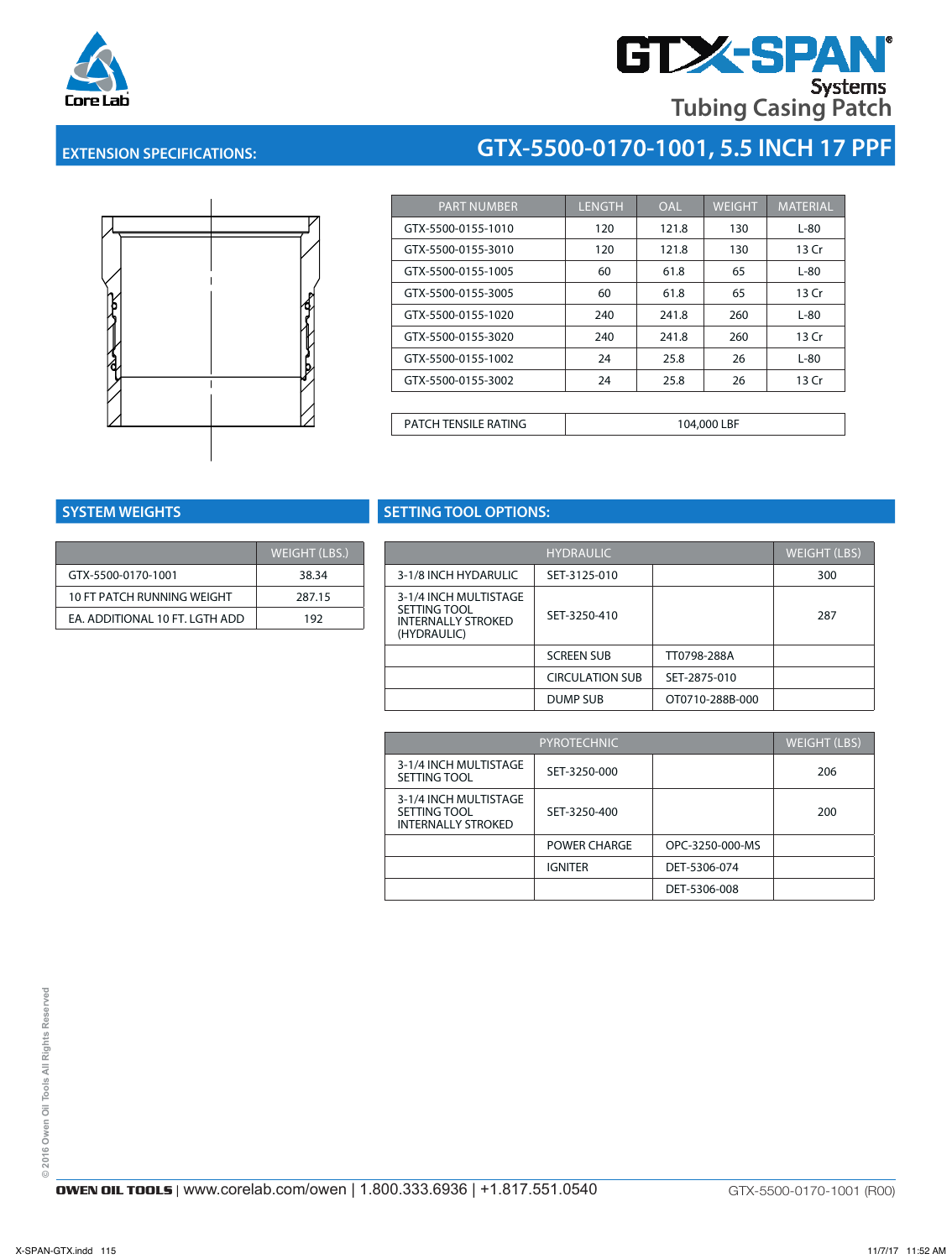GTX-SPAN® Systems
Tubing Casing Patch

## EXTENSION SPECIFICATIONS: GTX-5500-0170-1001, 5.5 INCH 17 PPF

| PART NUMBER | LENGTH | OAL | WEIGHT | MATERIAL |
|---|---|---|---|---|
| GTX-5500-0155-1010 | 120 | 121.8 | 130 | L-80 |
| GTX-5500-0155-3010 | 120 | 121.8 | 130 | 13 Cr |
| GTX-5500-0155-1005 | 60 | 61.8 | 65 | L-80 |
| GTX-5500-0155-3005 | 60 | 61.8 | 65 | 13 Cr |
| GTX-5500-0155-1020 | 240 | 241.8 | 260 | L-80 |
| GTX-5500-0155-3020 | 240 | 241.8 | 260 | 13 Cr |
| GTX-5500-0155-1002 | 24 | 25.8 | 26 | L-80 |
| GTX-5500-0155-3002 | 24 | 25.8 | 26 | 13 Cr |

| | |
|---|---|
| PATCH TENSILE RATING | 104,000 LBF |

## SYSTEM WEIGHTS

| | WEIGHT (LBS.) |
|---|---|
| GTX-5500-0170-1001 | 38.34 |
| 10 FT PATCH RUNNING WEIGHT | 287.15 |
| EA. ADDITIONAL 10 FT. LGTH ADD | 192 |

## SETTING TOOL OPTIONS:

| HYDRAULIC | | | WEIGHT (LBS) |
|---|---|---|---|
| 3-1/8 INCH HYDARULIC | SET-3125-010 | | 300 |
| 3-1/4 INCH MULTISTAGE SETTING TOOL INTERNALLY STROKED (HYDRAULIC) | SET-3250-410 | | 287 |
| | SCREEN SUB | TT0798-288A | |
| | CIRCULATION SUB | SET-2875-010 | |
| | DUMP SUB | OT0710-288B-000 | |

| PYROTECHNIC | | | WEIGHT (LBS) |
|---|---|---|---|
| 3-1/4 INCH MULTISTAGE SETTING TOOL | SET-3250-000 | | 206 |
| 3-1/4 INCH MULTISTAGE SETTING TOOL INTERNALLY STROKED | SET-3250-400 | | 200 |
| | POWER CHARGE | OPC-3250-000-MS | |
| | IGNITER | DET-5306-074 | |
| | | DET-5306-008 | |

© 2016 Owen Oil Tools All Rights Reserved

OWEN OIL TOOLS | www.corelab.com/owen | 1.800.333.6936 | +1.817.551.0540

GTX-5500-0170-1001 (R00)